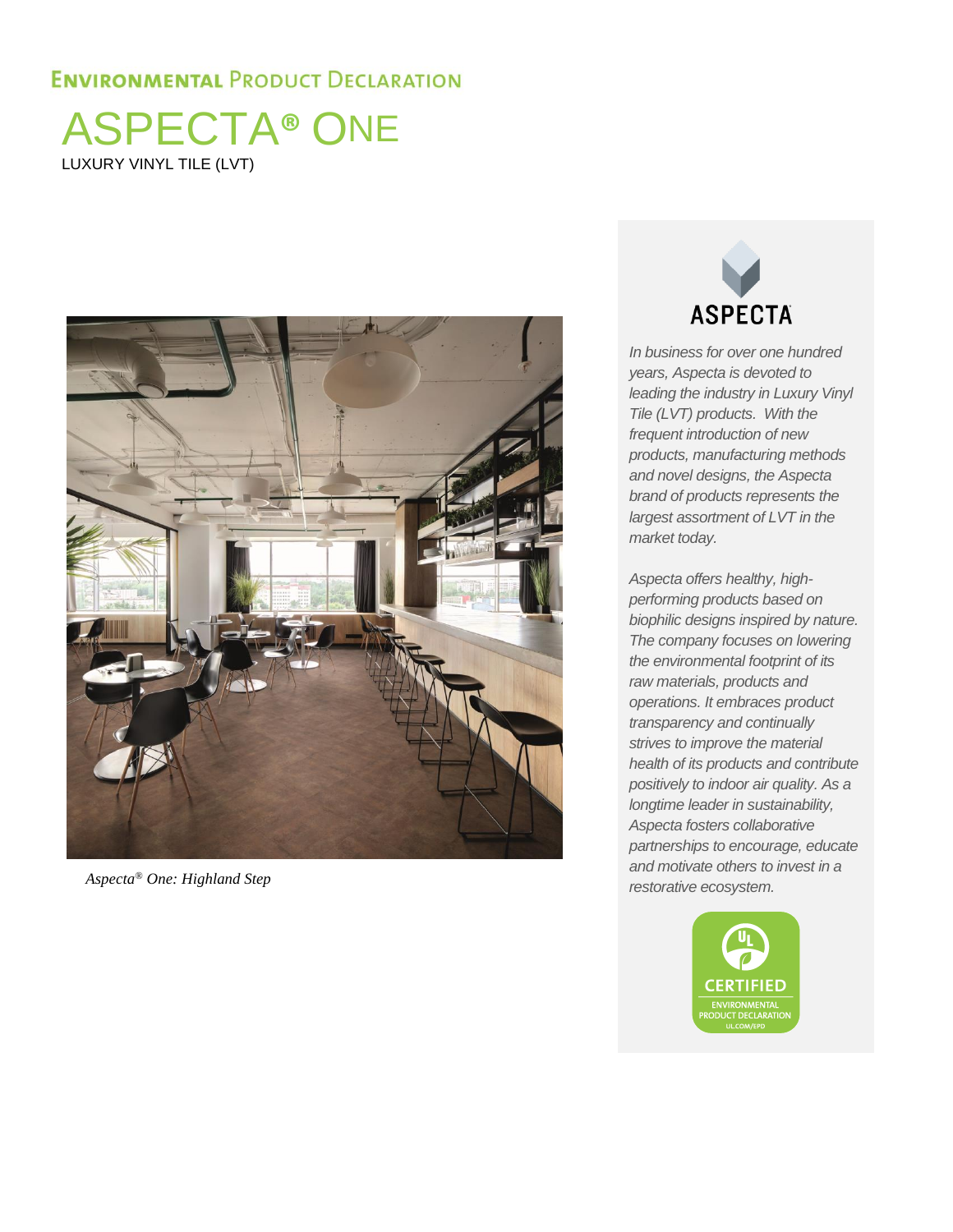## Environmental Product Declaration

# ASPECTA® ONE

LUXURY VINYL TILE (LVT)

*Aspecta® One: Highland Step*

ASPECTA

*In business for over one hundred years, Aspecta is devoted to leading the industry in Luxury Vinyl Tile (LVT) products. With the frequent introduction of new products, manufacturing methods and novel designs, the Aspecta brand of products represents the largest assortment of LVT in the market today.*

*Aspecta offers healthy, high-performing products based on biophilic designs inspired by nature. The company focuses on lowering the environmental footprint of its raw materials, products and operations. It embraces product transparency and continually strives to improve the material health of its products and contribute positively to indoor air quality. As a longtime leader in sustainability, Aspecta fosters collaborative partnerships to encourage, educate and motivate others to invest in a restorative ecosystem.*

UL CERTIFIED ENVIRONMENTAL PRODUCT DECLARATION UL.COM/EPD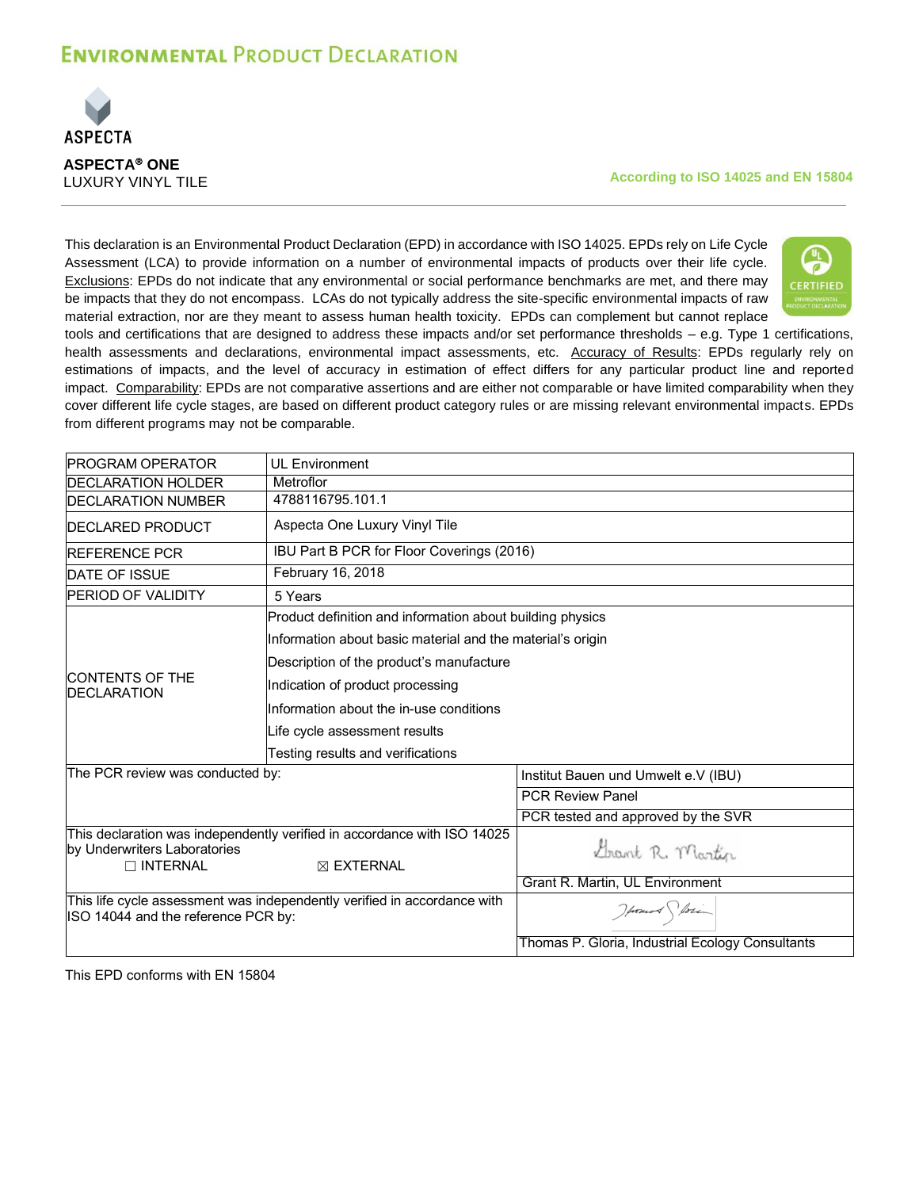# Environmental Product Declaration

ASPECTA

**ASPECTA® ONE**
LUXURY VINYL TILE

**According to ISO 14025 and EN 15804**

This declaration is an Environmental Product Declaration (EPD) in accordance with ISO 14025. EPDs rely on Life Cycle Assessment (LCA) to provide information on a number of environmental impacts of products over their life cycle. Exclusions: EPDs do not indicate that any environmental or social performance benchmarks are met, and there may be impacts that they do not encompass. LCAs do not typically address the site-specific environmental impacts of raw material extraction, nor are they meant to assess human health toxicity. EPDs can complement but cannot replace tools and certifications that are designed to address these impacts and/or set performance thresholds – e.g. Type 1 certifications, health assessments and declarations, environmental impact assessments, etc. Accuracy of Results: EPDs regularly rely on estimations of impacts, and the level of accuracy in estimation of effect differs for any particular product line and reported impact. Comparability: EPDs are not comparative assertions and are either not comparable or have limited comparability when they cover different life cycle stages, are based on different product category rules or are missing relevant environmental impacts. EPDs from different programs may not be comparable.

| | |
|---|---|
| PROGRAM OPERATOR | UL Environment |
| DECLARATION HOLDER | Metroflor |
| DECLARATION NUMBER | 4788116795.101.1 |
| DECLARED PRODUCT | Aspecta One Luxury Vinyl Tile |
| REFERENCE PCR | IBU Part B PCR for Floor Coverings (2016) |
| DATE OF ISSUE | February 16, 2018 |
| PERIOD OF VALIDITY | 5 Years |
| CONTENTS OF THE DECLARATION | Product definition and information about building physics<br>Information about basic material and the material's origin<br>Description of the product's manufacture<br>Indication of product processing<br>Information about the in-use conditions<br>Life cycle assessment results<br>Testing results and verifications |
| The PCR review was conducted by: | Institut Bauen und Umwelt e.V (IBU)<br>PCR Review Panel<br>PCR tested and approved by the SVR |
| This declaration was independently verified in accordance with ISO 14025 by Underwriters Laboratories<br>☐ INTERNAL ☒ EXTERNAL | Grant R. Martin, UL Environment |
| This life cycle assessment was independently verified in accordance with ISO 14044 and the reference PCR by: | Thomas P. Gloria, Industrial Ecology Consultants |

This EPD conforms with EN 15804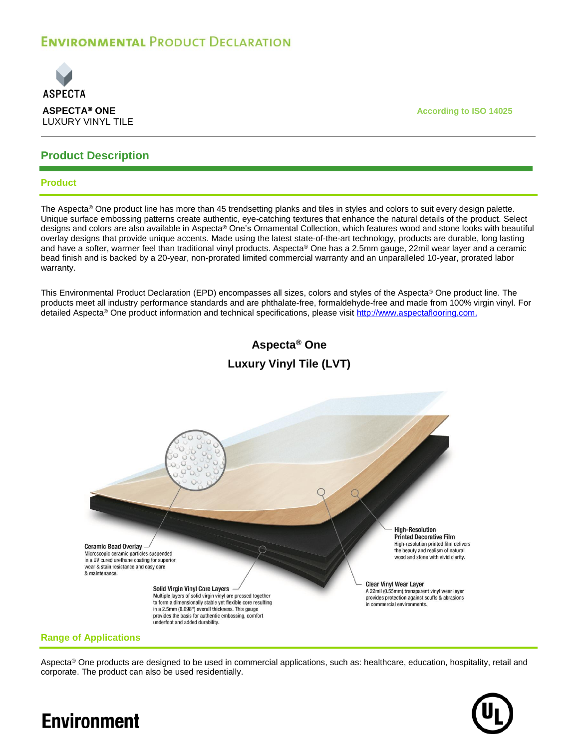# Environmental Product Declaration

ASPECTA

**ASPECTA® ONE**
LUXURY VINYL TILE

According to ISO 14025

## Product Description

### Product

The Aspecta® One product line has more than 45 trendsetting planks and tiles in styles and colors to suit every design palette. Unique surface embossing patterns create authentic, eye-catching textures that enhance the natural details of the product. Select designs and colors are also available in Aspecta® One's Ornamental Collection, which features wood and stone looks with beautiful overlay designs that provide unique accents. Made using the latest state-of-the-art technology, products are durable, long lasting and have a softer, warmer feel than traditional vinyl products. Aspecta® One has a 2.5mm gauge, 22mil wear layer and a ceramic bead finish and is backed by a 20-year, non-prorated limited commercial warranty and an unparalleled 10-year, prorated labor warranty.

This Environmental Product Declaration (EPD) encompasses all sizes, colors and styles of the Aspecta® One product line. The products meet all industry performance standards and are phthalate-free, formaldehyde-free and made from 100% virgin vinyl. For detailed Aspecta® One product information and technical specifications, please visit http://www.aspectaflooring.com.

**Aspecta® One**
**Luxury Vinyl Tile (LVT)**

**Ceramic Bead Overlay** – Microscopic ceramic particles suspended in a UV cured urethane coating for superior wear & stain resistance and easy care & maintenance.

**Solid Virgin Vinyl Core Layers** – Multiple layers of solid virgin vinyl are pressed together to form a dimensionally stable yet flexible core resulting in a 2.5mm (0.098") overall thickness. This gauge provides the basis for authentic embossing, comfort underfoot and added durability.

**High-Resolution Printed Decorative Film** – High-resolution printed film delivers the beauty and realism of natural wood and stone with vivid clarity.

**Clear Vinyl Wear Layer** – A 22mil (0.55mm) transparent vinyl wear layer provides protection against scuffs & abrasions in commercial environments.

### Range of Applications

Aspecta® One products are designed to be used in commercial applications, such as: healthcare, education, hospitality, retail and corporate. The product can also be used residentially.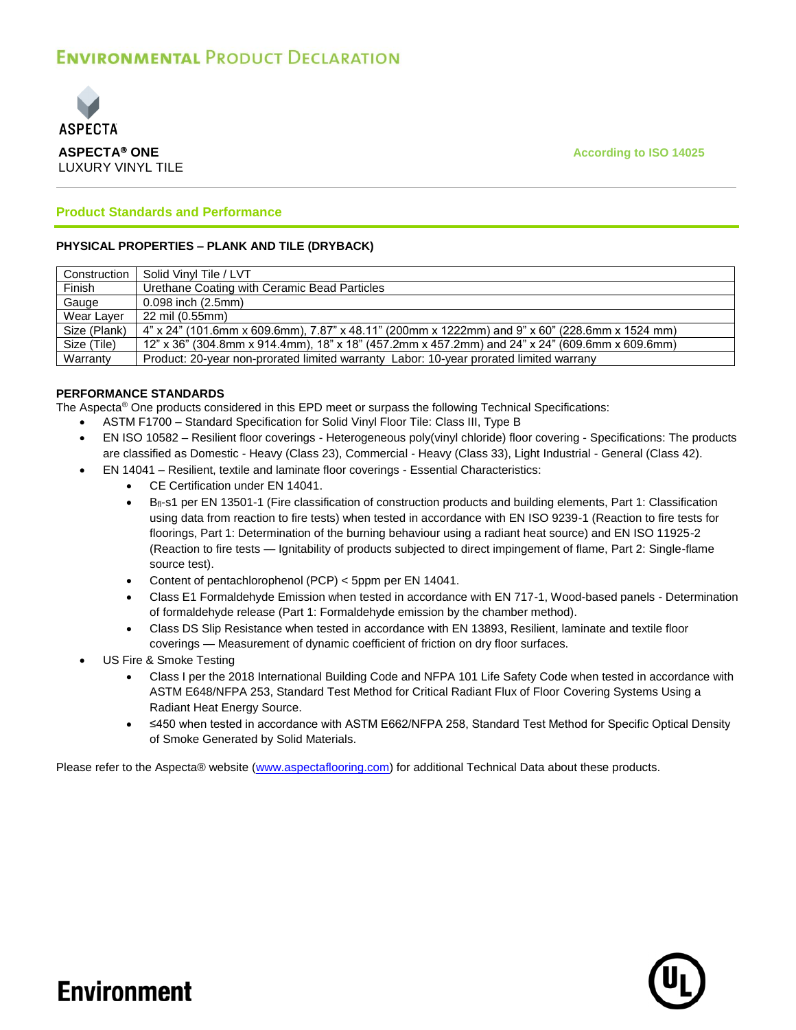ASPECTA® ONE
LUXURY VINYL TILE

According to ISO 14025

## Product Standards and Performance

### PHYSICAL PROPERTIES – PLANK AND TILE (DRYBACK)

| Construction | Solid Vinyl Tile / LVT |
|---|---|
| Finish | Urethane Coating with Ceramic Bead Particles |
| Gauge | 0.098 inch (2.5mm) |
| Wear Layer | 22 mil (0.55mm) |
| Size (Plank) | 4" x 24" (101.6mm x 609.6mm), 7.87" x 48.11" (200mm x 1222mm) and 9" x 60" (228.6mm x 1524 mm) |
| Size (Tile) | 12" x 36" (304.8mm x 914.4mm), 18" x 18" (457.2mm x 457.2mm) and 24" x 24" (609.6mm x 609.6mm) |
| Warranty | Product: 20-year non-prorated limited warranty  Labor: 10-year prorated limited warranty |

### PERFORMANCE STANDARDS

The Aspecta® One products considered in this EPD meet or surpass the following Technical Specifications:

- ASTM F1700 – Standard Specification for Solid Vinyl Floor Tile: Class III, Type B
- EN ISO 10582 – Resilient floor coverings - Heterogeneous poly(vinyl chloride) floor covering - Specifications: The products are classified as Domestic - Heavy (Class 23), Commercial - Heavy (Class 33), Light Industrial - General (Class 42).
- EN 14041 – Resilient, textile and laminate floor coverings - Essential Characteristics:
  - CE Certification under EN 14041.
  - $B_{fl}$-s1 per EN 13501-1 (Fire classification of construction products and building elements, Part 1: Classification using data from reaction to fire tests) when tested in accordance with EN ISO 9239-1 (Reaction to fire tests for floorings, Part 1: Determination of the burning behaviour using a radiant heat source) and EN ISO 11925-2 (Reaction to fire tests — Ignitability of products subjected to direct impingement of flame, Part 2: Single-flame source test).
  - Content of pentachlorophenol (PCP) < 5ppm per EN 14041.
  - Class E1 Formaldehyde Emission when tested in accordance with EN 717-1, Wood-based panels - Determination of formaldehyde release (Part 1: Formaldehyde emission by the chamber method).
  - Class DS Slip Resistance when tested in accordance with EN 13893, Resilient, laminate and textile floor coverings — Measurement of dynamic coefficient of friction on dry floor surfaces.
- US Fire & Smoke Testing
  - Class I per the 2018 International Building Code and NFPA 101 Life Safety Code when tested in accordance with ASTM E648/NFPA 253, Standard Test Method for Critical Radiant Flux of Floor Covering Systems Using a Radiant Heat Energy Source.
  - ≤450 when tested in accordance with ASTM E662/NFPA 258, Standard Test Method for Specific Optical Density of Smoke Generated by Solid Materials.

Please refer to the Aspecta® website (www.aspectaflooring.com) for additional Technical Data about these products.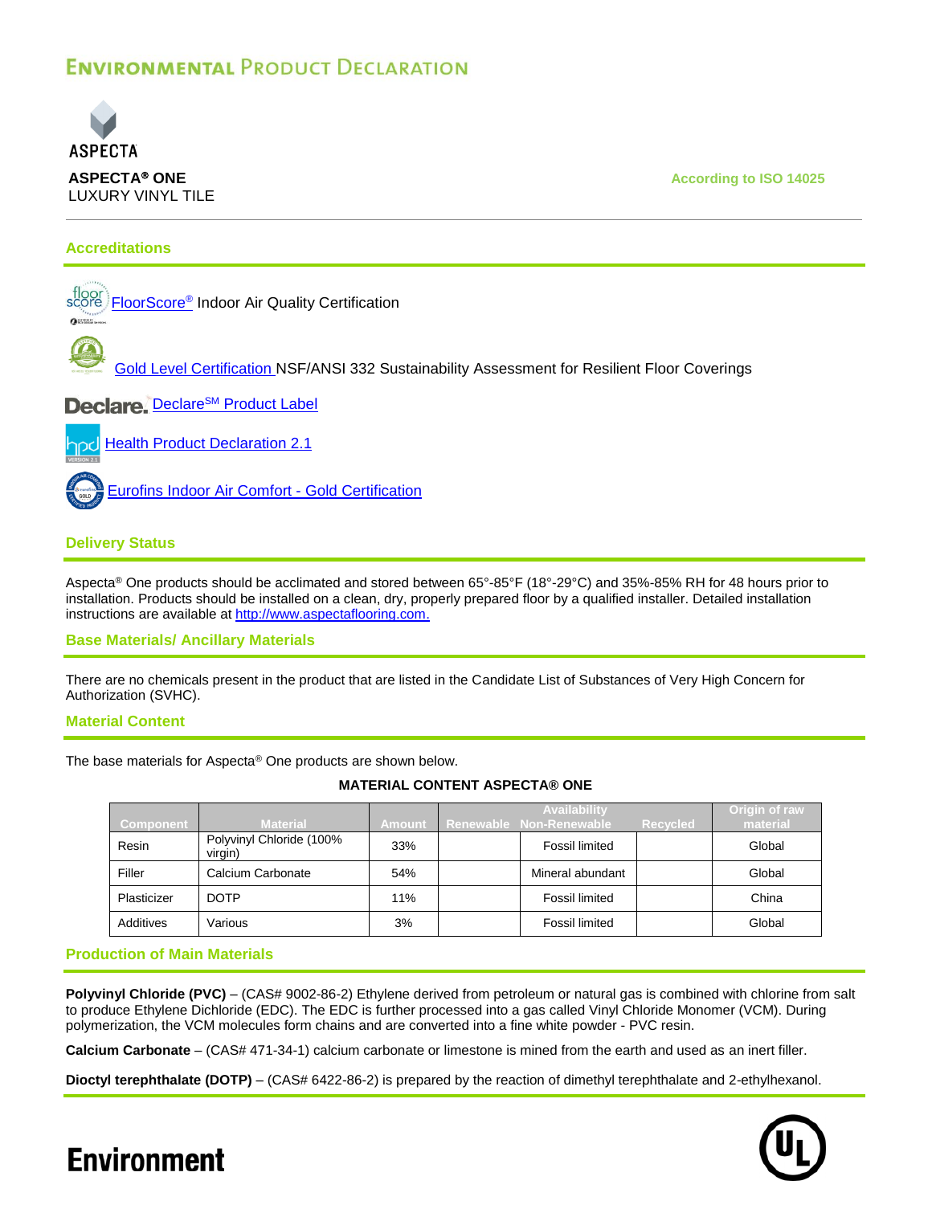# Environmental Product Declaration

ASPECTA

**ASPECTA® ONE**
LUXURY VINYL TILE

According to ISO 14025

## Accreditations

FloorScore® Indoor Air Quality Certification

Gold Level Certification NSF/ANSI 332 Sustainability Assessment for Resilient Floor Coverings

Declare. Declare[SM] Product Label

Health Product Declaration 2.1

Eurofins Indoor Air Comfort - Gold Certification

## Delivery Status

Aspecta® One products should be acclimated and stored between 65°-85°F (18°-29°C) and 35%-85% RH for 48 hours prior to installation. Products should be installed on a clean, dry, properly prepared floor by a qualified installer. Detailed installation instructions are available at http://www.aspectaflooring.com.

## Base Materials/ Ancillary Materials

There are no chemicals present in the product that are listed in the Candidate List of Substances of Very High Concern for Authorization (SVHC).

## Material Content

The base materials for Aspecta® One products are shown below.

**MATERIAL CONTENT ASPECTA® ONE**

| Component | Material | Amount | Availability | | Recycled | Origin of raw material |
|---|---|---|---|---|---|---|
| | | | Renewable | Non-Renewable | | |
| Resin | Polyvinyl Chloride (100% virgin) | 33% | | Fossil limited | | Global |
| Filler | Calcium Carbonate | 54% | | Mineral abundant | | Global |
| Plasticizer | DOTP | 11% | | Fossil limited | | China |
| Additives | Various | 3% | | Fossil limited | | Global |

## Production of Main Materials

**Polyvinyl Chloride (PVC)** – (CAS# 9002-86-2) Ethylene derived from petroleum or natural gas is combined with chlorine from salt to produce Ethylene Dichloride (EDC). The EDC is further processed into a gas called Vinyl Chloride Monomer (VCM). During polymerization, the VCM molecules form chains and are converted into a fine white powder - PVC resin.

**Calcium Carbonate** – (CAS# 471-34-1) calcium carbonate or limestone is mined from the earth and used as an inert filler.

**Dioctyl terephthalate (DOTP)** – (CAS# 6422-86-2) is prepared by the reaction of dimethyl terephthalate and 2-ethylhexanol.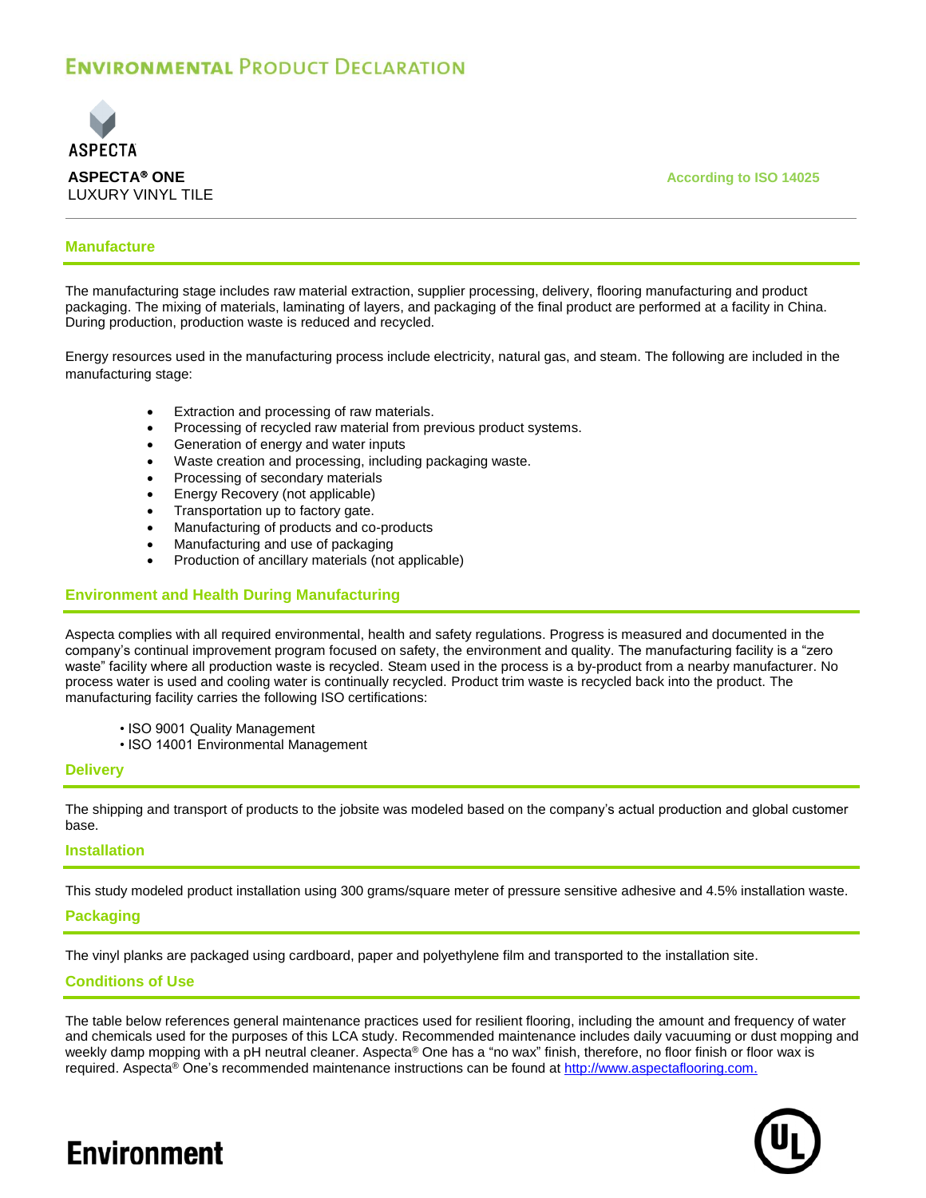# ENVIRONMENTAL PRODUCT DECLARATION

ASPECTA

**ASPECTA® ONE**
LUXURY VINYL TILE

According to ISO 14025

## Manufacture

The manufacturing stage includes raw material extraction, supplier processing, delivery, flooring manufacturing and product packaging. The mixing of materials, laminating of layers, and packaging of the final product are performed at a facility in China. During production, production waste is reduced and recycled.

Energy resources used in the manufacturing process include electricity, natural gas, and steam. The following are included in the manufacturing stage:

- Extraction and processing of raw materials.
- Processing of recycled raw material from previous product systems.
- Generation of energy and water inputs
- Waste creation and processing, including packaging waste.
- Processing of secondary materials
- Energy Recovery (not applicable)
- Transportation up to factory gate.
- Manufacturing of products and co-products
- Manufacturing and use of packaging
- Production of ancillary materials (not applicable)

## Environment and Health During Manufacturing

Aspecta complies with all required environmental, health and safety regulations. Progress is measured and documented in the company's continual improvement program focused on safety, the environment and quality. The manufacturing facility is a "zero waste" facility where all production waste is recycled. Steam used in the process is a by-product from a nearby manufacturer. No process water is used and cooling water is continually recycled. Product trim waste is recycled back into the product. The manufacturing facility carries the following ISO certifications:

- ISO 9001 Quality Management
- ISO 14001 Environmental Management

## Delivery

The shipping and transport of products to the jobsite was modeled based on the company's actual production and global customer base.

## Installation

This study modeled product installation using 300 grams/square meter of pressure sensitive adhesive and 4.5% installation waste.

## Packaging

The vinyl planks are packaged using cardboard, paper and polyethylene film and transported to the installation site.

## Conditions of Use

The table below references general maintenance practices used for resilient flooring, including the amount and frequency of water and chemicals used for the purposes of this LCA study. Recommended maintenance includes daily vacuuming or dust mopping and weekly damp mopping with a pH neutral cleaner. Aspecta® One has a "no wax" finish, therefore, no floor finish or floor wax is required. Aspecta® One's recommended maintenance instructions can be found at http://www.aspectaflooring.com.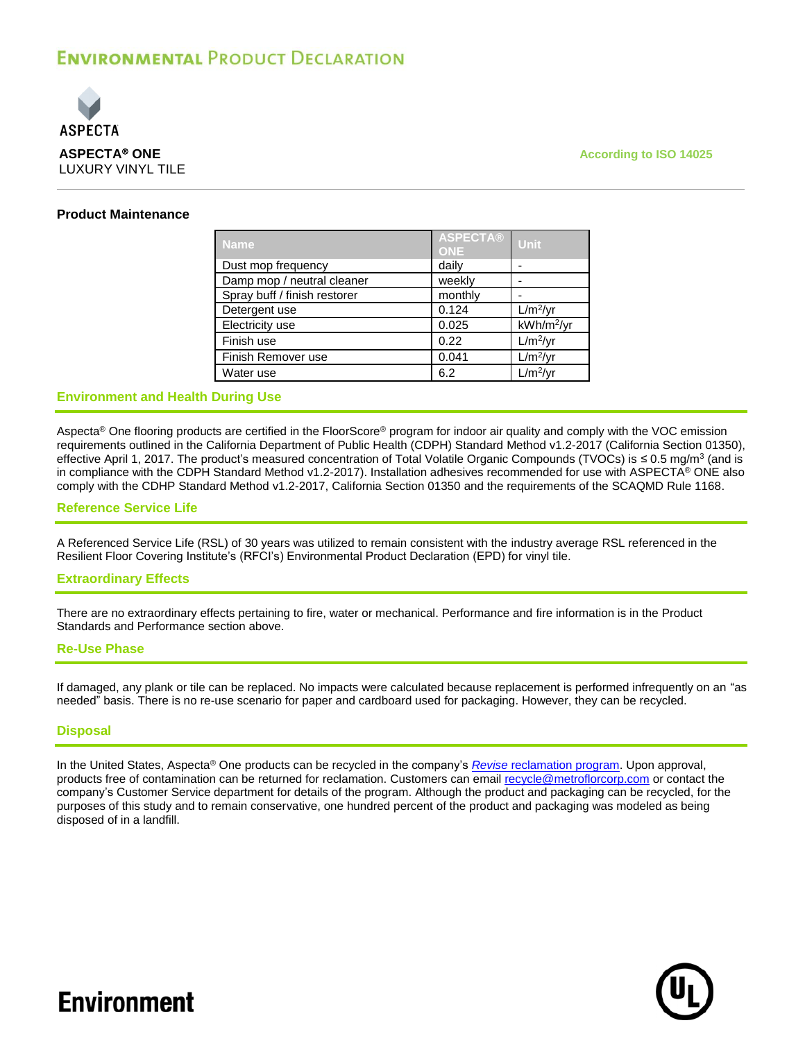## Product Maintenance

| Name | ASPECTA® ONE | Unit |
|---|---|---|
| Dust mop frequency | daily | - |
| Damp mop / neutral cleaner | weekly | - |
| Spray buff / finish restorer | monthly | - |
| Detergent use | 0.124 | $L/m^2/yr$ |
| Electricity use | 0.025 | $kWh/m^2/yr$ |
| Finish use | 0.22 | $L/m^2/yr$ |
| Finish Remover use | 0.041 | $L/m^2/yr$ |
| Water use | 6.2 | $L/m^2/yr$ |

## Environment and Health During Use

Aspecta® One flooring products are certified in the FloorScore® program for indoor air quality and comply with the VOC emission requirements outlined in the California Department of Public Health (CDPH) Standard Method v1.2-2017 (California Section 01350), effective April 1, 2017. The product's measured concentration of Total Volatile Organic Compounds (TVOCs) is ≤ 0.5 $mg/m^3$ (and is in compliance with the CDPH Standard Method v1.2-2017). Installation adhesives recommended for use with ASPECTA® ONE also comply with the CDHP Standard Method v1.2-2017, California Section 01350 and the requirements of the SCAQMD Rule 1168.

## Reference Service Life

A Referenced Service Life (RSL) of 30 years was utilized to remain consistent with the industry average RSL referenced in the Resilient Floor Covering Institute's (RFCI's) Environmental Product Declaration (EPD) for vinyl tile.

## Extraordinary Effects

There are no extraordinary effects pertaining to fire, water or mechanical. Performance and fire information is in the Product Standards and Performance section above.

## Re-Use Phase

If damaged, any plank or tile can be replaced. No impacts were calculated because replacement is performed infrequently on an "as needed" basis. There is no re-use scenario for paper and cardboard used for packaging. However, they can be recycled.

## Disposal

In the United States, Aspecta® One products can be recycled in the company's *Revise* reclamation program. Upon approval, products free of contamination can be returned for reclamation. Customers can email recycle@metroflorcorp.com or contact the company's Customer Service department for details of the program. Although the product and packaging can be recycled, for the purposes of this study and to remain conservative, one hundred percent of the product and packaging was modeled as being disposed of in a landfill.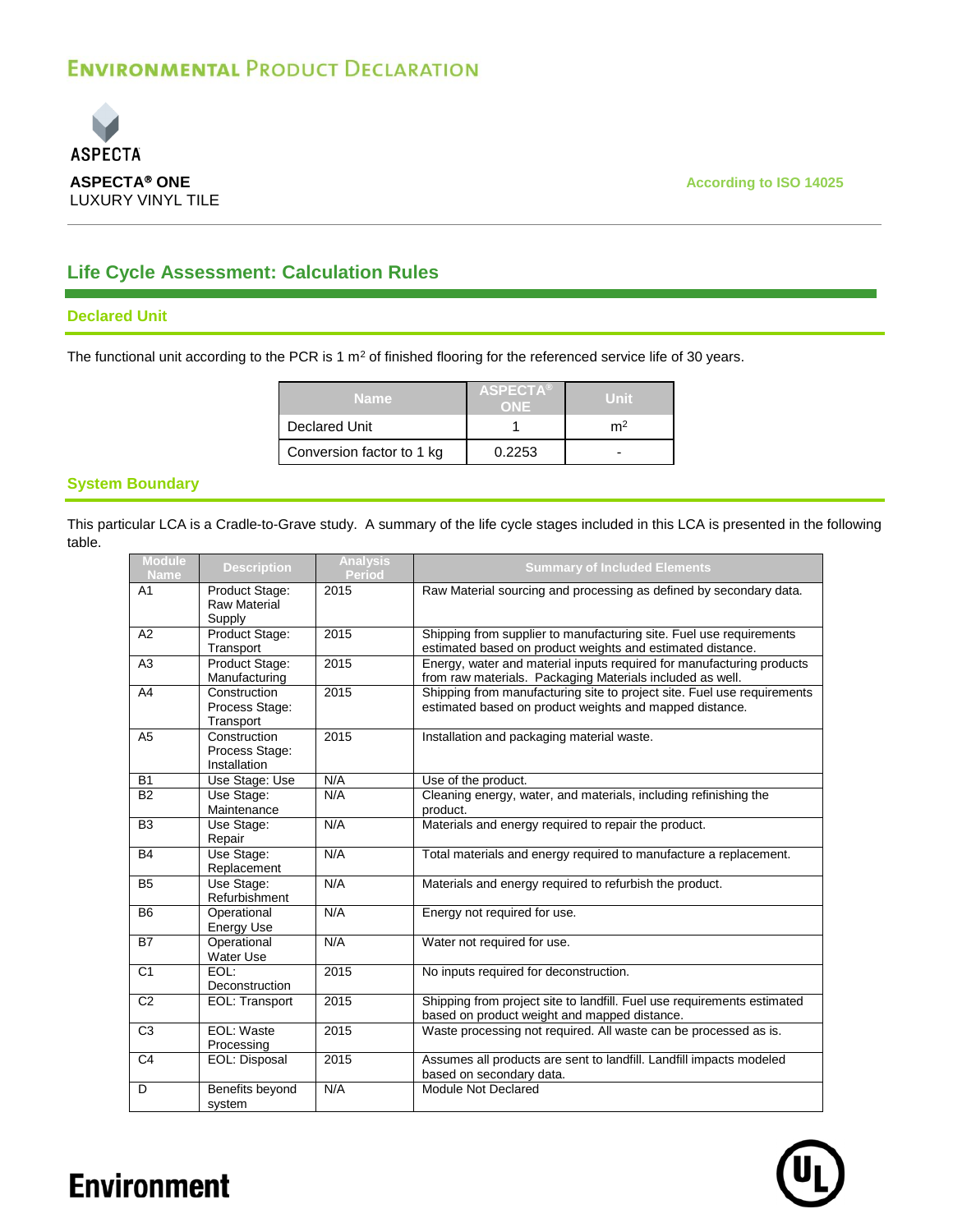## Life Cycle Assessment: Calculation Rules

### Declared Unit

The functional unit according to the PCR is 1 $m^2$ of finished flooring for the referenced service life of 30 years.

| Name | ASPECTA® ONE | Unit |
|---|---|---|
| Declared Unit | 1 | $m^2$ |
| Conversion factor to 1 kg | 0.2253 | - |

### System Boundary

This particular LCA is a Cradle-to-Grave study. A summary of the life cycle stages included in this LCA is presented in the following table.

| Module Name | Description | Analysis Period | Summary of Included Elements |
|---|---|---|---|
| A1 | Product Stage: Raw Material Supply | 2015 | Raw Material sourcing and processing as defined by secondary data. |
| A2 | Product Stage: Transport | 2015 | Shipping from supplier to manufacturing site. Fuel use requirements estimated based on product weights and estimated distance. |
| A3 | Product Stage: Manufacturing | 2015 | Energy, water and material inputs required for manufacturing products from raw materials. Packaging Materials included as well. |
| A4 | Construction Process Stage: Transport | 2015 | Shipping from manufacturing site to project site. Fuel use requirements estimated based on product weights and mapped distance. |
| A5 | Construction Process Stage: Installation | 2015 | Installation and packaging material waste. |
| B1 | Use Stage: Use | N/A | Use of the product. |
| B2 | Use Stage: Maintenance | N/A | Cleaning energy, water, and materials, including refinishing the product. |
| B3 | Use Stage: Repair | N/A | Materials and energy required to repair the product. |
| B4 | Use Stage: Replacement | N/A | Total materials and energy required to manufacture a replacement. |
| B5 | Use Stage: Refurbishment | N/A | Materials and energy required to refurbish the product. |
| B6 | Operational Energy Use | N/A | Energy not required for use. |
| B7 | Operational Water Use | N/A | Water not required for use. |
| C1 | EOL: Deconstruction | 2015 | No inputs required for deconstruction. |
| C2 | EOL: Transport | 2015 | Shipping from project site to landfill. Fuel use requirements estimated based on product weight and mapped distance. |
| C3 | EOL: Waste Processing | 2015 | Waste processing not required. All waste can be processed as is. |
| C4 | EOL: Disposal | 2015 | Assumes all products are sent to landfill. Landfill impacts modeled based on secondary data. |
| D | Benefits beyond system | N/A | Module Not Declared |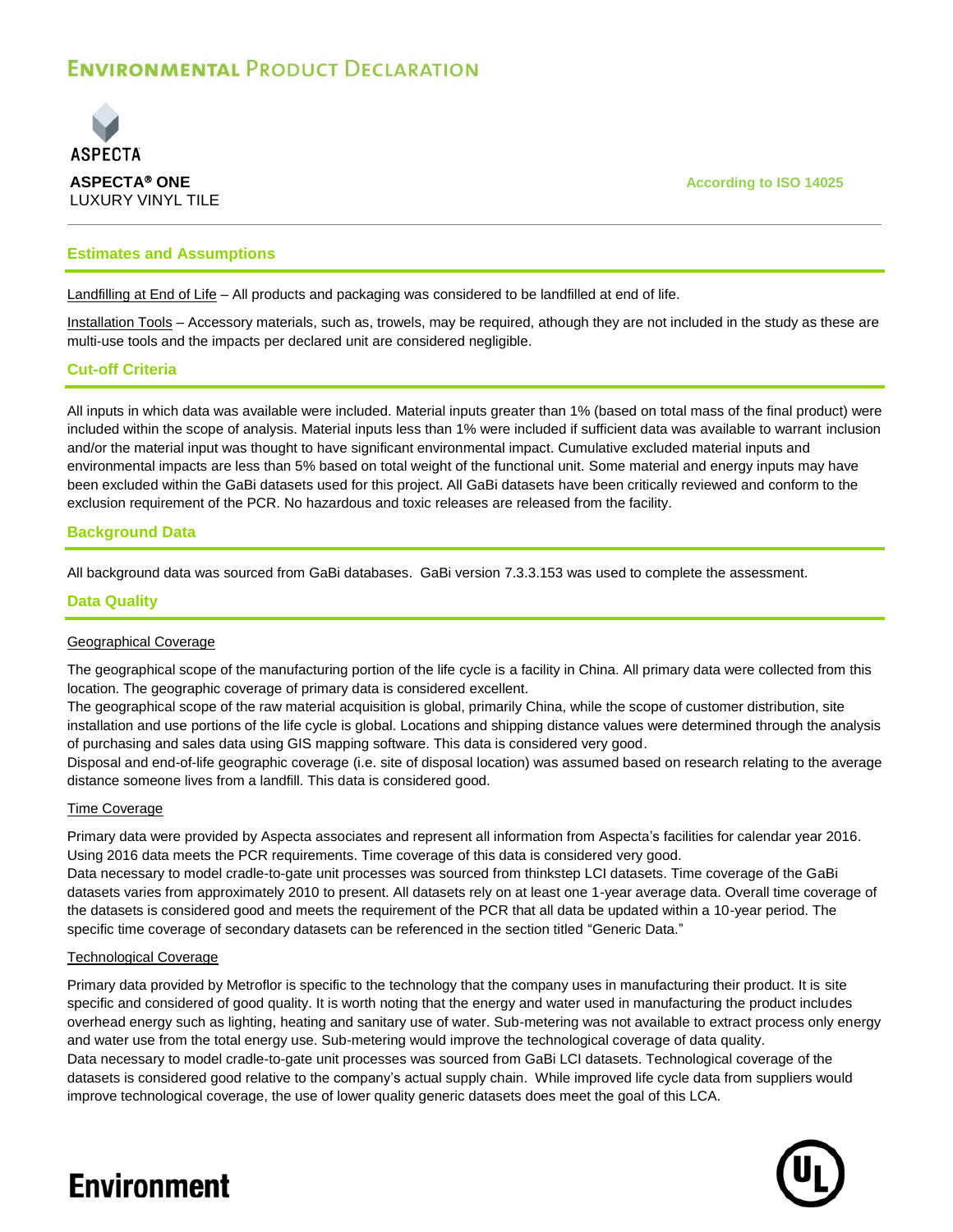## Estimates and Assumptions

Landfilling at End of Life – All products and packaging was considered to be landfilled at end of life.

Installation Tools – Accessory materials, such as, trowels, may be required, athough they are not included in the study as these are multi-use tools and the impacts per declared unit are considered negligible.

## Cut-off Criteria

All inputs in which data was available were included. Material inputs greater than 1% (based on total mass of the final product) were included within the scope of analysis. Material inputs less than 1% were included if sufficient data was available to warrant inclusion and/or the material input was thought to have significant environmental impact. Cumulative excluded material inputs and environmental impacts are less than 5% based on total weight of the functional unit. Some material and energy inputs may have been excluded within the GaBi datasets used for this project. All GaBi datasets have been critically reviewed and conform to the exclusion requirement of the PCR. No hazardous and toxic releases are released from the facility.

## Background Data

All background data was sourced from GaBi databases. GaBi version 7.3.3.153 was used to complete the assessment.

## Data Quality

### Geographical Coverage

The geographical scope of the manufacturing portion of the life cycle is a facility in China. All primary data were collected from this location. The geographic coverage of primary data is considered excellent.
The geographical scope of the raw material acquisition is global, primarily China, while the scope of customer distribution, site installation and use portions of the life cycle is global. Locations and shipping distance values were determined through the analysis of purchasing and sales data using GIS mapping software. This data is considered very good.
Disposal and end-of-life geographic coverage (i.e. site of disposal location) was assumed based on research relating to the average distance someone lives from a landfill. This data is considered good.

### Time Coverage

Primary data were provided by Aspecta associates and represent all information from Aspecta's facilities for calendar year 2016. Using 2016 data meets the PCR requirements. Time coverage of this data is considered very good.
Data necessary to model cradle-to-gate unit processes was sourced from thinkstep LCI datasets. Time coverage of the GaBi datasets varies from approximately 2010 to present. All datasets rely on at least one 1-year average data. Overall time coverage of the datasets is considered good and meets the requirement of the PCR that all data be updated within a 10-year period. The specific time coverage of secondary datasets can be referenced in the section titled "Generic Data."

### Technological Coverage

Primary data provided by Metroflor is specific to the technology that the company uses in manufacturing their product. It is site specific and considered of good quality. It is worth noting that the energy and water used in manufacturing the product includes overhead energy such as lighting, heating and sanitary use of water. Sub-metering was not available to extract process only energy and water use from the total energy use. Sub-metering would improve the technological coverage of data quality.
Data necessary to model cradle-to-gate unit processes was sourced from GaBi LCI datasets. Technological coverage of the datasets is considered good relative to the company's actual supply chain. While improved life cycle data from suppliers would improve technological coverage, the use of lower quality generic datasets does meet the goal of this LCA.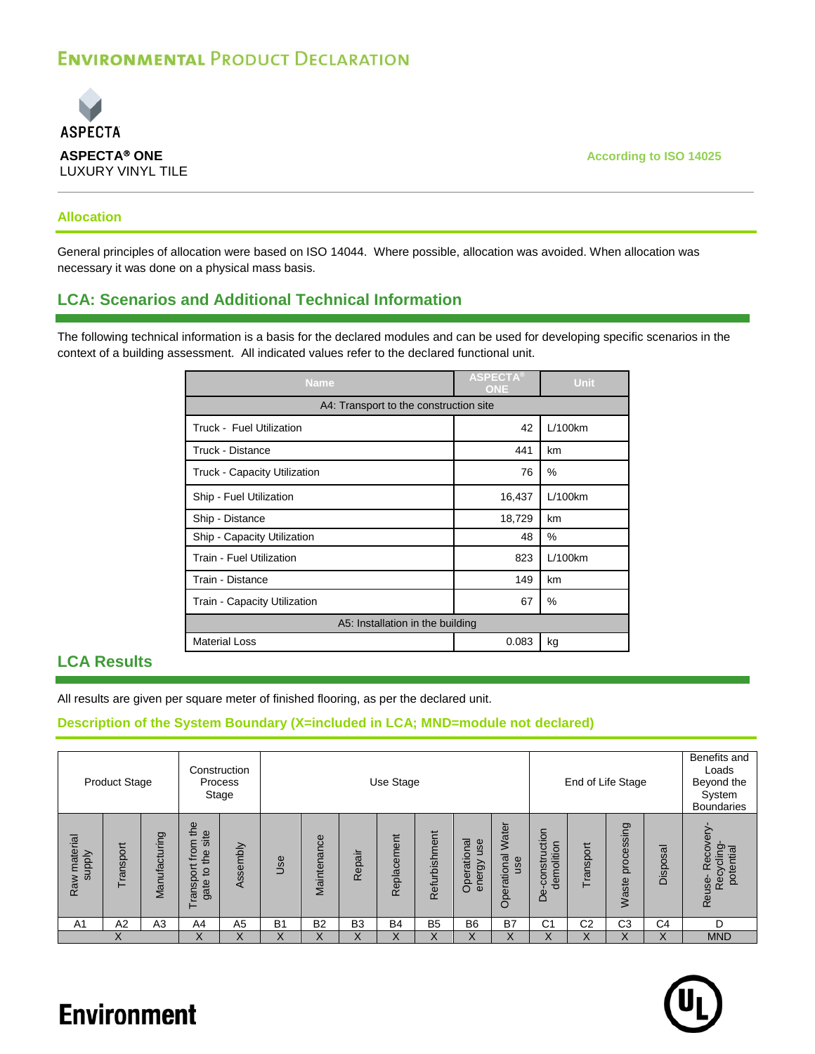# ENVIRONMENTAL PRODUCT DECLARATION

**ASPECTA® ONE**
LUXURY VINYL TILE

According to ISO 14025

## Allocation

General principles of allocation were based on ISO 14044. Where possible, allocation was avoided. When allocation was necessary it was done on a physical mass basis.

## LCA: Scenarios and Additional Technical Information

The following technical information is a basis for the declared modules and can be used for developing specific scenarios in the context of a building assessment. All indicated values refer to the declared functional unit.

| Name | ASPECTA® ONE | Unit |
|---|---|---|
| A4: Transport to the construction site | | |
| Truck - Fuel Utilization | 42 | L/100km |
| Truck - Distance | 441 | km |
| Truck - Capacity Utilization | 76 | % |
| Ship - Fuel Utilization | 16,437 | L/100km |
| Ship - Distance | 18,729 | km |
| Ship - Capacity Utilization | 48 | % |
| Train - Fuel Utilization | 823 | L/100km |
| Train - Distance | 149 | km |
| Train - Capacity Utilization | 67 | % |
| A5: Installation in the building | | |
| Material Loss | 0.083 | kg |

## LCA Results

All results are given per square meter of finished flooring, as per the declared unit.

### Description of the System Boundary (X=included in LCA; MND=module not declared)

| Product Stage | | | Construction Process Stage | | Use Stage | | | | | | | End of Life Stage | | | | Benefits and Loads Beyond the System Boundaries |
|---|---|---|---|---|---|---|---|---|---|---|---|---|---|---|---|---|
| Raw material supply | Transport | Manufacturing | Transport from the gate to the site | Assembly | Use | Maintenance | Repair | Replacement | Refurbishment | Operational energy use | Operational Water use | De-construction demolition | Transport | Waste processing | Disposal | Reuse- Recovery- Recycling-potential |
| A1 | A2 | A3 | A4 | A5 | B1 | B2 | B3 | B4 | B5 | B6 | B7 | C1 | C2 | C3 | C4 | D |
| | X | | X | X | X | X | X | X | X | X | X | X | X | X | X | MND |

Environment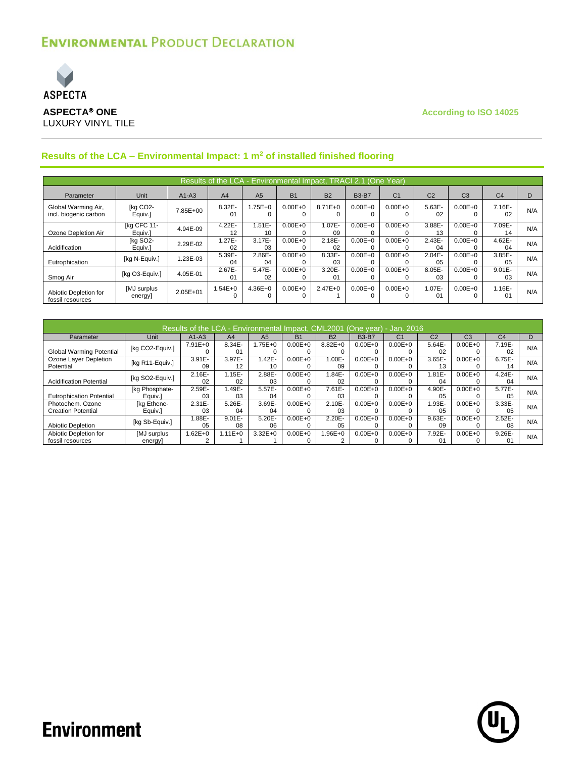# Environmental Product Declaration

**ASPECTA® ONE**
LUXURY VINYL TILE

According to ISO 14025

## Results of the LCA – Environmental Impact: 1 m² of installed finished flooring

| Results of the LCA - Environmental Impact, TRACI 2.1 (One Year) | | | | | | | | | | | | |
|---|---|---|---|---|---|---|---|---|---|---|---|---|
| Parameter | Unit | A1-A3 | A4 | A5 | B1 | B2 | B3-B7 | C1 | C2 | C3 | C4 | D |
| Global Warming Air, incl. biogenic carbon | [kg CO2-Equiv.] | 7.85E+00 | 8.32E-01 | 1.75E+00 | 0.00E+00 | 8.71E+00 | 0.00E+00 | 0.00E+00 | 5.63E-02 | 0.00E+00 | 7.16E-02 | N/A |
| Ozone Depletion Air | [kg CFC 11-Equiv.] | 4.94E-09 | 4.22E-12 | 1.51E-10 | 0.00E+00 | 1.07E-09 | 0.00E+00 | 0.00E+00 | 3.88E-13 | 0.00E+00 | 7.09E-14 | N/A |
| Acidification | [kg SO2-Equiv.] | 2.29E-02 | 1.27E-02 | 3.17E-03 | 0.00E+00 | 2.18E-02 | 0.00E+00 | 0.00E+00 | 2.43E-04 | 0.00E+00 | 4.62E-04 | N/A |
| Eutrophication | [kg N-Equiv.] | 1.23E-03 | 5.39E-04 | 2.86E-04 | 0.00E+00 | 8.33E-03 | 0.00E+00 | 0.00E+00 | 2.04E-05 | 0.00E+00 | 3.85E-05 | N/A |
| Smog Air | [kg O3-Equiv.] | 4.05E-01 | 2.67E-01 | 5.47E-02 | 0.00E+00 | 3.20E-01 | 0.00E+00 | 0.00E+00 | 8.05E-03 | 0.00E+00 | 9.01E-03 | N/A |
| Abiotic Depletion for fossil resources | [MJ surplus energy] | 2.05E+01 | 1.54E+00 | 4.36E+00 | 0.00E+00 | 2.47E+01 | 0.00E+00 | 0.00E+00 | 1.07E-01 | 0.00E+00 | 1.16E-01 | N/A |

| Results of the LCA - Environmental Impact, CML2001 (One year) - Jan. 2016 | | | | | | | | | | | | |
|---|---|---|---|---|---|---|---|---|---|---|---|---|
| Parameter | Unit | A1-A3 | A4 | A5 | B1 | B2 | B3-B7 | C1 | C2 | C3 | C4 | D |
| Global Warming Potential | [kg CO2-Equiv.] | 7.91E+00 | 8.34E-01 | 1.75E+00 | 0.00E+00 | 8.82E+00 | 0.00E+00 | 0.00E+00 | 5.64E-02 | 0.00E+00 | 7.19E-02 | N/A |
| Ozone Layer Depletion Potential | [kg R11-Equiv.] | 3.91E-09 | 3.97E-12 | 1.42E-10 | 0.00E+00 | 1.00E-09 | 0.00E+00 | 0.00E+00 | 3.65E-13 | 0.00E+00 | 6.75E-14 | N/A |
| Acidification Potential | [kg SO2-Equiv.] | 2.16E-02 | 1.15E-02 | 2.88E-03 | 0.00E+00 | 1.84E-02 | 0.00E+00 | 0.00E+00 | 1.81E-04 | 0.00E+00 | 4.24E-04 | N/A |
| Eutrophication Potential | [kg Phosphate-Equiv.] | 2.59E-03 | 1.49E-03 | 5.57E-04 | 0.00E+00 | 7.61E-03 | 0.00E+00 | 0.00E+00 | 4.90E-05 | 0.00E+00 | 5.77E-05 | N/A |
| Photochem. Ozone Creation Potential | [kg Ethene-Equiv.] | 2.31E-03 | 5.26E-04 | 3.69E-04 | 0.00E+00 | 2.10E-03 | 0.00E+00 | 0.00E+00 | 1.93E-05 | 0.00E+00 | 3.33E-05 | N/A |
| Abiotic Depletion | [kg Sb-Equiv.] | 1.88E-05 | 9.01E-08 | 5.20E-06 | 0.00E+00 | 2.20E-05 | 0.00E+00 | 0.00E+00 | 9.63E-09 | 0.00E+00 | 2.52E-08 | N/A |
| Abiotic Depletion for fossil resources | [MJ surplus energy] | 1.62E+02 | 1.11E+01 | 3.32E+01 | 0.00E+00 | 1.96E+02 | 0.00E+00 | 0.00E+00 | 7.92E-01 | 0.00E+00 | 9.26E-01 | N/A |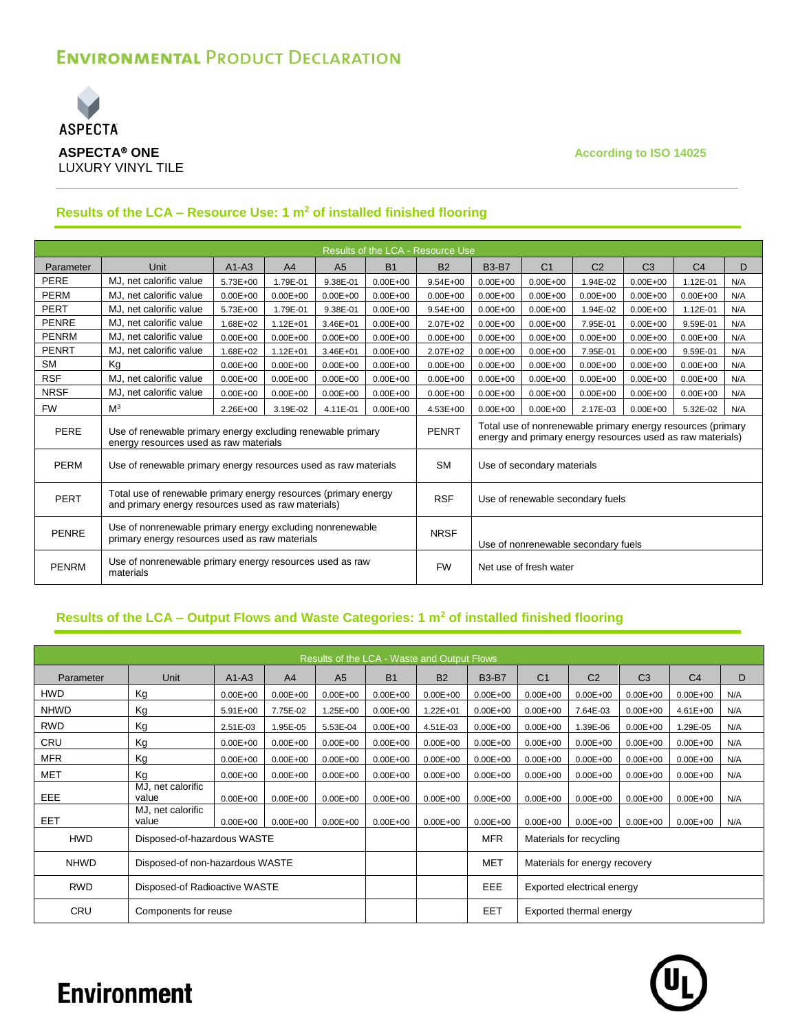# ENVIRONMENTAL PRODUCT DECLARATION

ASPECTA

**ASPECTA® ONE**
LUXURY VINYL TILE

**According to ISO 14025**

## Results of the LCA – Resource Use: 1 m² of installed finished flooring

| Results of the LCA - Resource Use | | | | | | | | | | | | |
|---|---|---|---|---|---|---|---|---|---|---|---|---|
| Parameter | Unit | A1-A3 | A4 | A5 | B1 | B2 | B3-B7 | C1 | C2 | C3 | C4 | D |
| PERE | MJ, net calorific value | 5.73E+00 | 1.79E-01 | 9.38E-01 | 0.00E+00 | 9.54E+00 | 0.00E+00 | 0.00E+00 | 1.94E-02 | 0.00E+00 | 1.12E-01 | N/A |
| PERM | MJ, net calorific value | 0.00E+00 | 0.00E+00 | 0.00E+00 | 0.00E+00 | 0.00E+00 | 0.00E+00 | 0.00E+00 | 0.00E+00 | 0.00E+00 | 0.00E+00 | N/A |
| PERT | MJ, net calorific value | 5.73E+00 | 1.79E-01 | 9.38E-01 | 0.00E+00 | 9.54E+00 | 0.00E+00 | 0.00E+00 | 1.94E-02 | 0.00E+00 | 1.12E-01 | N/A |
| PENRE | MJ, net calorific value | 1.68E+02 | 1.12E+01 | 3.46E+01 | 0.00E+00 | 2.07E+02 | 0.00E+00 | 0.00E+00 | 7.95E-01 | 0.00E+00 | 9.59E-01 | N/A |
| PENRM | MJ, net calorific value | 0.00E+00 | 0.00E+00 | 0.00E+00 | 0.00E+00 | 0.00E+00 | 0.00E+00 | 0.00E+00 | 0.00E+00 | 0.00E+00 | 0.00E+00 | N/A |
| PENRT | MJ, net calorific value | 1.68E+02 | 1.12E+01 | 3.46E+01 | 0.00E+00 | 2.07E+02 | 0.00E+00 | 0.00E+00 | 7.95E-01 | 0.00E+00 | 9.59E-01 | N/A |
| SM | Kg | 0.00E+00 | 0.00E+00 | 0.00E+00 | 0.00E+00 | 0.00E+00 | 0.00E+00 | 0.00E+00 | 0.00E+00 | 0.00E+00 | 0.00E+00 | N/A |
| RSF | MJ, net calorific value | 0.00E+00 | 0.00E+00 | 0.00E+00 | 0.00E+00 | 0.00E+00 | 0.00E+00 | 0.00E+00 | 0.00E+00 | 0.00E+00 | 0.00E+00 | N/A |
| NRSF | MJ, net calorific value | 0.00E+00 | 0.00E+00 | 0.00E+00 | 0.00E+00 | 0.00E+00 | 0.00E+00 | 0.00E+00 | 0.00E+00 | 0.00E+00 | 0.00E+00 | N/A |
| FW | M³ | 2.26E+00 | 3.19E-02 | 4.11E-01 | 0.00E+00 | 4.53E+00 | 0.00E+00 | 0.00E+00 | 2.17E-03 | 0.00E+00 | 5.32E-02 | N/A |

| Abbreviation | Description | Abbreviation | Description |
|---|---|---|---|
| PERE | Use of renewable primary energy excluding renewable primary energy resources used as raw materials | PENRT | Total use of nonrenewable primary energy resources (primary energy and primary energy resources used as raw materials) |
| PERM | Use of renewable primary energy resources used as raw materials | SM | Use of secondary materials |
| PERT | Total use of renewable primary energy resources (primary energy and primary energy resources used as raw materials) | RSF | Use of renewable secondary fuels |
| PENRE | Use of nonrenewable primary energy excluding nonrenewable primary energy resources used as raw materials | NRSF | Use of nonrenewable secondary fuels |
| PENRM | Use of nonrenewable primary energy resources used as raw materials | FW | Net use of fresh water |

## Results of the LCA – Output Flows and Waste Categories: 1 m² of installed finished flooring

| Results of the LCA - Waste and Output Flows | | | | | | | | | | | | |
|---|---|---|---|---|---|---|---|---|---|---|---|---|
| Parameter | Unit | A1-A3 | A4 | A5 | B1 | B2 | B3-B7 | C1 | C2 | C3 | C4 | D |
| HWD | Kg | 0.00E+00 | 0.00E+00 | 0.00E+00 | 0.00E+00 | 0.00E+00 | 0.00E+00 | 0.00E+00 | 0.00E+00 | 0.00E+00 | 0.00E+00 | N/A |
| NHWD | Kg | 5.91E+00 | 7.75E-02 | 1.25E+00 | 0.00E+00 | 1.22E+01 | 0.00E+00 | 0.00E+00 | 7.64E-03 | 0.00E+00 | 4.61E+00 | N/A |
| RWD | Kg | 2.51E-03 | 1.95E-05 | 5.53E-04 | 0.00E+00 | 4.51E-03 | 0.00E+00 | 0.00E+00 | 1.39E-06 | 0.00E+00 | 1.29E-05 | N/A |
| CRU | Kg | 0.00E+00 | 0.00E+00 | 0.00E+00 | 0.00E+00 | 0.00E+00 | 0.00E+00 | 0.00E+00 | 0.00E+00 | 0.00E+00 | 0.00E+00 | N/A |
| MFR | Kg | 0.00E+00 | 0.00E+00 | 0.00E+00 | 0.00E+00 | 0.00E+00 | 0.00E+00 | 0.00E+00 | 0.00E+00 | 0.00E+00 | 0.00E+00 | N/A |
| MET | Kg | 0.00E+00 | 0.00E+00 | 0.00E+00 | 0.00E+00 | 0.00E+00 | 0.00E+00 | 0.00E+00 | 0.00E+00 | 0.00E+00 | 0.00E+00 | N/A |
| EEE | MJ, net calorific value | 0.00E+00 | 0.00E+00 | 0.00E+00 | 0.00E+00 | 0.00E+00 | 0.00E+00 | 0.00E+00 | 0.00E+00 | 0.00E+00 | 0.00E+00 | N/A |
| EET | MJ, net calorific value | 0.00E+00 | 0.00E+00 | 0.00E+00 | 0.00E+00 | 0.00E+00 | 0.00E+00 | 0.00E+00 | 0.00E+00 | 0.00E+00 | 0.00E+00 | N/A |

| Abbreviation | Description | Abbreviation | Description |
|---|---|---|---|
| HWD | Disposed-of-hazardous WASTE | MFR | Materials for recycling |
| NHWD | Disposed-of non-hazardous WASTE | MET | Materials for energy recovery |
| RWD | Disposed-of Radioactive WASTE | EEE | Exported electrical energy |
| CRU | Components for reuse | EET | Exported thermal energy |

Environment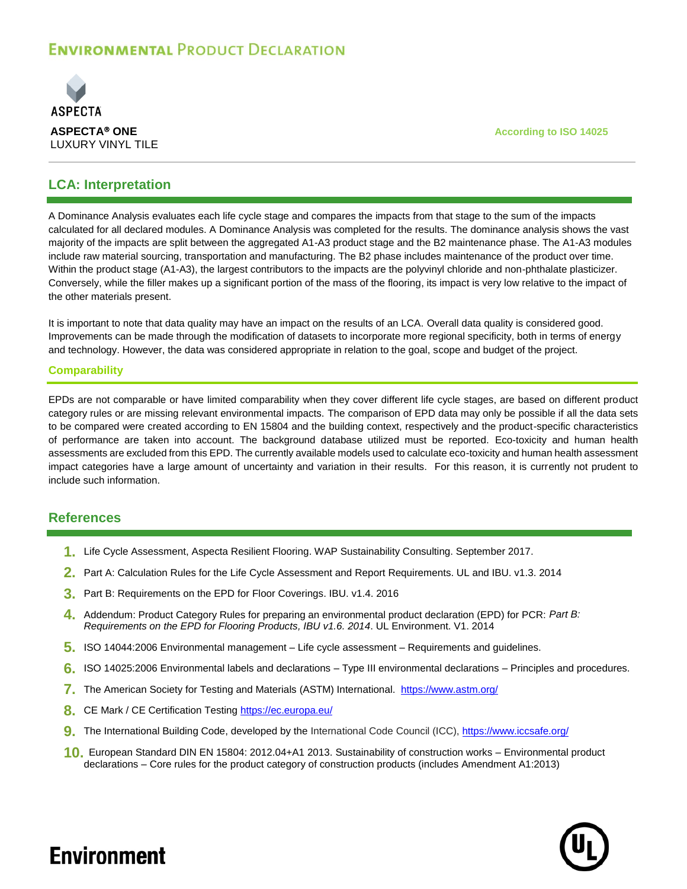## LCA: Interpretation

A Dominance Analysis evaluates each life cycle stage and compares the impacts from that stage to the sum of the impacts calculated for all declared modules. A Dominance Analysis was completed for the results. The dominance analysis shows the vast majority of the impacts are split between the aggregated A1-A3 product stage and the B2 maintenance phase. The A1-A3 modules include raw material sourcing, transportation and manufacturing. The B2 phase includes maintenance of the product over time. Within the product stage (A1-A3), the largest contributors to the impacts are the polyvinyl chloride and non-phthalate plasticizer. Conversely, while the filler makes up a significant portion of the mass of the flooring, its impact is very low relative to the impact of the other materials present.

It is important to note that data quality may have an impact on the results of an LCA. Overall data quality is considered good. Improvements can be made through the modification of datasets to incorporate more regional specificity, both in terms of energy and technology. However, the data was considered appropriate in relation to the goal, scope and budget of the project.

### Comparability

EPDs are not comparable or have limited comparability when they cover different life cycle stages, are based on different product category rules or are missing relevant environmental impacts. The comparison of EPD data may only be possible if all the data sets to be compared were created according to EN 15804 and the building context, respectively and the product-specific characteristics of performance are taken into account. The background database utilized must be reported. Eco-toxicity and human health assessments are excluded from this EPD. The currently available models used to calculate eco-toxicity and human health assessment impact categories have a large amount of uncertainty and variation in their results. For this reason, it is currently not prudent to include such information.

## References

1. Life Cycle Assessment, Aspecta Resilient Flooring. WAP Sustainability Consulting. September 2017.
2. Part A: Calculation Rules for the Life Cycle Assessment and Report Requirements. UL and IBU. v1.3. 2014
3. Part B: Requirements on the EPD for Floor Coverings. IBU. v1.4. 2016
4. Addendum: Product Category Rules for preparing an environmental product declaration (EPD) for PCR: *Part B: Requirements on the EPD for Flooring Products, IBU v1.6. 2014*. UL Environment. V1. 2014
5. ISO 14044:2006 Environmental management – Life cycle assessment – Requirements and guidelines.
6. ISO 14025:2006 Environmental labels and declarations – Type III environmental declarations – Principles and procedures.
7. The American Society for Testing and Materials (ASTM) International. https://www.astm.org/
8. CE Mark / CE Certification Testing https://ec.europa.eu/
9. The International Building Code, developed by the International Code Council (ICC), https://www.iccsafe.org/
10. European Standard DIN EN 15804: 2012.04+A1 2013. Sustainability of construction works – Environmental product declarations – Core rules for the product category of construction products (includes Amendment A1:2013)